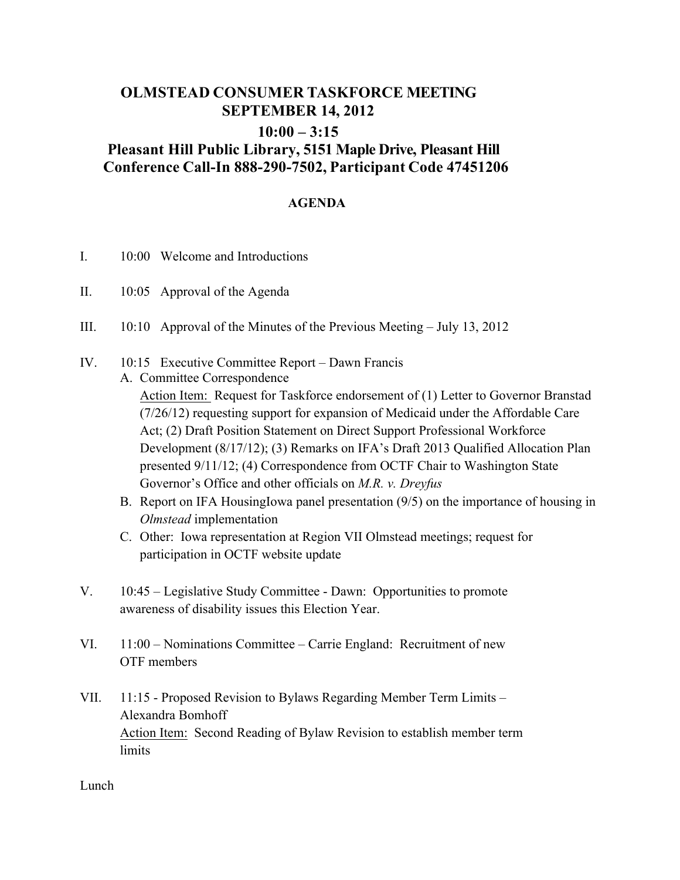# OLMSTEAD CONSUMER TASKFORCE MEETING
## SEPTEMBER 14, 2012
## 10:00 – 3:15
## Pleasant Hill Public Library, 5151 Maple Drive, Pleasant Hill
## Conference Call-In 888-290-7502, Participant Code 47451206

**AGENDA**

I. 10:00 Welcome and Introductions

II. 10:05 Approval of the Agenda

III. 10:10 Approval of the Minutes of the Previous Meeting – July 13, 2012

IV. 10:15 Executive Committee Report – Dawn Francis

   A. Committee Correspondence
      Action Item: Request for Taskforce endorsement of (1) Letter to Governor Branstad (7/26/12) requesting support for expansion of Medicaid under the Affordable Care Act; (2) Draft Position Statement on Direct Support Professional Workforce Development (8/17/12); (3) Remarks on IFA's Draft 2013 Qualified Allocation Plan presented 9/11/12; (4) Correspondence from OCTF Chair to Washington State Governor's Office and other officials on *M.R. v. Dreyfus*

   B. Report on IFA HousingIowa panel presentation (9/5) on the importance of housing in *Olmstead* implementation

   C. Other: Iowa representation at Region VII Olmstead meetings; request for participation in OCTF website update

V. 10:45 – Legislative Study Committee - Dawn: Opportunities to promote awareness of disability issues this Election Year.

VI. 11:00 – Nominations Committee – Carrie England: Recruitment of new OTF members

VII. 11:15 - Proposed Revision to Bylaws Regarding Member Term Limits – Alexandra Bomhoff
   Action Item: Second Reading of Bylaw Revision to establish member term limits

Lunch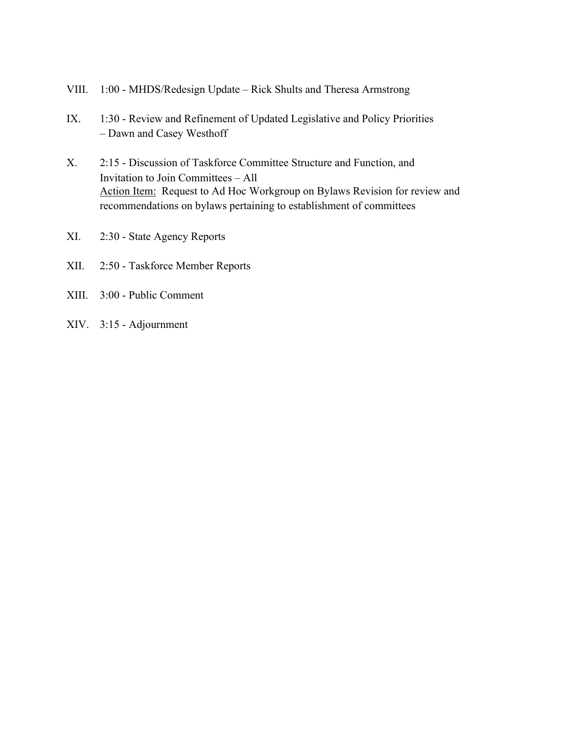VIII. 1:00 - MHDS/Redesign Update – Rick Shults and Theresa Armstrong

IX. 1:30 - Review and Refinement of Updated Legislative and Policy Priorities – Dawn and Casey Westhoff

X. 2:15 - Discussion of Taskforce Committee Structure and Function, and Invitation to Join Committees – All
Action Item: Request to Ad Hoc Workgroup on Bylaws Revision for review and recommendations on bylaws pertaining to establishment of committees

XI. 2:30 - State Agency Reports

XII. 2:50 - Taskforce Member Reports

XIII. 3:00 - Public Comment

XIV. 3:15 - Adjournment